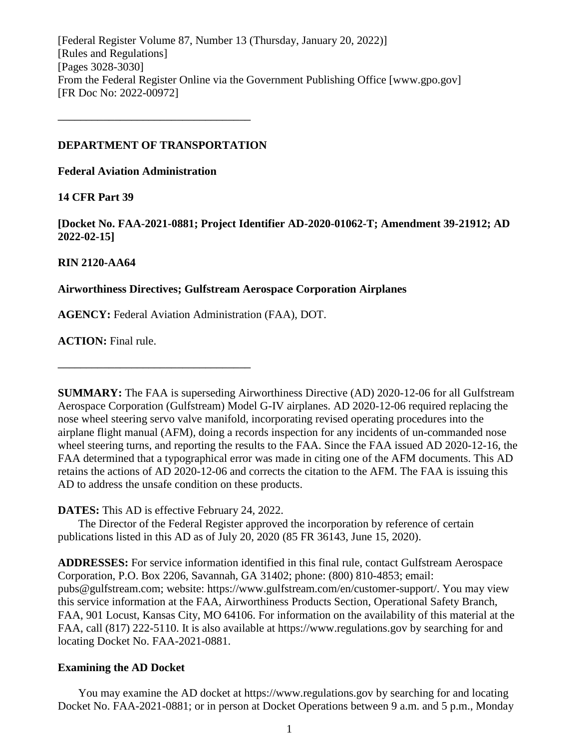[Federal Register Volume 87, Number 13 (Thursday, January 20, 2022)]
[Rules and Regulations]
[Pages 3028-3030]
From the Federal Register Online via the Government Publishing Office [www.gpo.gov]
[FR Doc No: 2022-00972]

---

**DEPARTMENT OF TRANSPORTATION**

**Federal Aviation Administration**

**14 CFR Part 39**

**[Docket No. FAA-2021-0881; Project Identifier AD-2020-01062-T; Amendment 39-21912; AD 2022-02-15]**

**RIN 2120-AA64**

**Airworthiness Directives; Gulfstream Aerospace Corporation Airplanes**

**AGENCY:** Federal Aviation Administration (FAA), DOT.

**ACTION:** Final rule.

---

**SUMMARY:** The FAA is superseding Airworthiness Directive (AD) 2020-12-06 for all Gulfstream Aerospace Corporation (Gulfstream) Model G-IV airplanes. AD 2020-12-06 required replacing the nose wheel steering servo valve manifold, incorporating revised operating procedures into the airplane flight manual (AFM), doing a records inspection for any incidents of un-commanded nose wheel steering turns, and reporting the results to the FAA. Since the FAA issued AD 2020-12-16, the FAA determined that a typographical error was made in citing one of the AFM documents. This AD retains the actions of AD 2020-12-06 and corrects the citation to the AFM. The FAA is issuing this AD to address the unsafe condition on these products.

**DATES:** This AD is effective February 24, 2022.

The Director of the Federal Register approved the incorporation by reference of certain publications listed in this AD as of July 20, 2020 (85 FR 36143, June 15, 2020).

**ADDRESSES:** For service information identified in this final rule, contact Gulfstream Aerospace Corporation, P.O. Box 2206, Savannah, GA 31402; phone: (800) 810-4853; email: pubs@gulfstream.com; website: https://www.gulfstream.com/en/customer-support/. You may view this service information at the FAA, Airworthiness Products Section, Operational Safety Branch, FAA, 901 Locust, Kansas City, MO 64106. For information on the availability of this material at the FAA, call (817) 222-5110. It is also available at https://www.regulations.gov by searching for and locating Docket No. FAA-2021-0881.

## Examining the AD Docket

You may examine the AD docket at https://www.regulations.gov by searching for and locating Docket No. FAA-2021-0881; or in person at Docket Operations between 9 a.m. and 5 p.m., Monday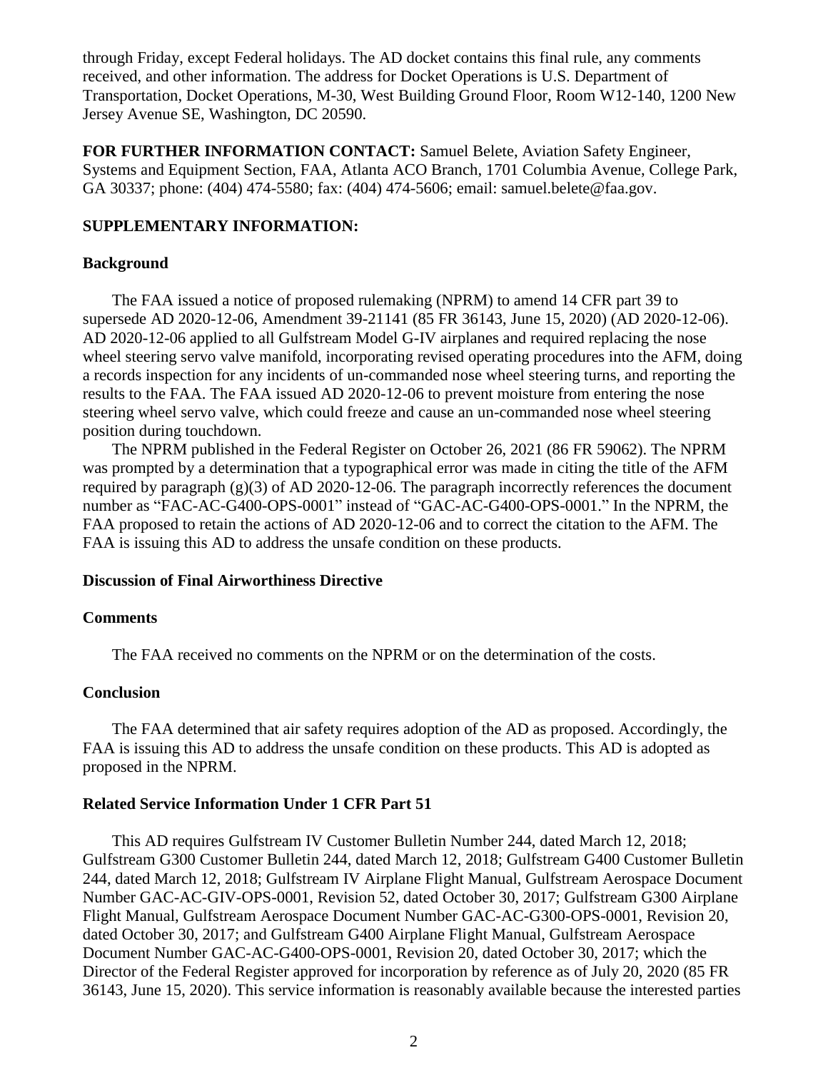through Friday, except Federal holidays. The AD docket contains this final rule, any comments received, and other information. The address for Docket Operations is U.S. Department of Transportation, Docket Operations, M-30, West Building Ground Floor, Room W12-140, 1200 New Jersey Avenue SE, Washington, DC 20590.

**FOR FURTHER INFORMATION CONTACT:** Samuel Belete, Aviation Safety Engineer, Systems and Equipment Section, FAA, Atlanta ACO Branch, 1701 Columbia Avenue, College Park, GA 30337; phone: (404) 474-5580; fax: (404) 474-5606; email: samuel.belete@faa.gov.

**SUPPLEMENTARY INFORMATION:**

**Background**

The FAA issued a notice of proposed rulemaking (NPRM) to amend 14 CFR part 39 to supersede AD 2020-12-06, Amendment 39-21141 (85 FR 36143, June 15, 2020) (AD 2020-12-06). AD 2020-12-06 applied to all Gulfstream Model G-IV airplanes and required replacing the nose wheel steering servo valve manifold, incorporating revised operating procedures into the AFM, doing a records inspection for any incidents of un-commanded nose wheel steering turns, and reporting the results to the FAA. The FAA issued AD 2020-12-06 to prevent moisture from entering the nose steering wheel servo valve, which could freeze and cause an un-commanded nose wheel steering position during touchdown.

The NPRM published in the Federal Register on October 26, 2021 (86 FR 59062). The NPRM was prompted by a determination that a typographical error was made in citing the title of the AFM required by paragraph (g)(3) of AD 2020-12-06. The paragraph incorrectly references the document number as "FAC-AC-G400-OPS-0001" instead of "GAC-AC-G400-OPS-0001." In the NPRM, the FAA proposed to retain the actions of AD 2020-12-06 and to correct the citation to the AFM. The FAA is issuing this AD to address the unsafe condition on these products.

**Discussion of Final Airworthiness Directive**

**Comments**

The FAA received no comments on the NPRM or on the determination of the costs.

**Conclusion**

The FAA determined that air safety requires adoption of the AD as proposed. Accordingly, the FAA is issuing this AD to address the unsafe condition on these products. This AD is adopted as proposed in the NPRM.

**Related Service Information Under 1 CFR Part 51**

This AD requires Gulfstream IV Customer Bulletin Number 244, dated March 12, 2018; Gulfstream G300 Customer Bulletin 244, dated March 12, 2018; Gulfstream G400 Customer Bulletin 244, dated March 12, 2018; Gulfstream IV Airplane Flight Manual, Gulfstream Aerospace Document Number GAC-AC-GIV-OPS-0001, Revision 52, dated October 30, 2017; Gulfstream G300 Airplane Flight Manual, Gulfstream Aerospace Document Number GAC-AC-G300-OPS-0001, Revision 20, dated October 30, 2017; and Gulfstream G400 Airplane Flight Manual, Gulfstream Aerospace Document Number GAC-AC-G400-OPS-0001, Revision 20, dated October 30, 2017; which the Director of the Federal Register approved for incorporation by reference as of July 20, 2020 (85 FR 36143, June 15, 2020). This service information is reasonably available because the interested parties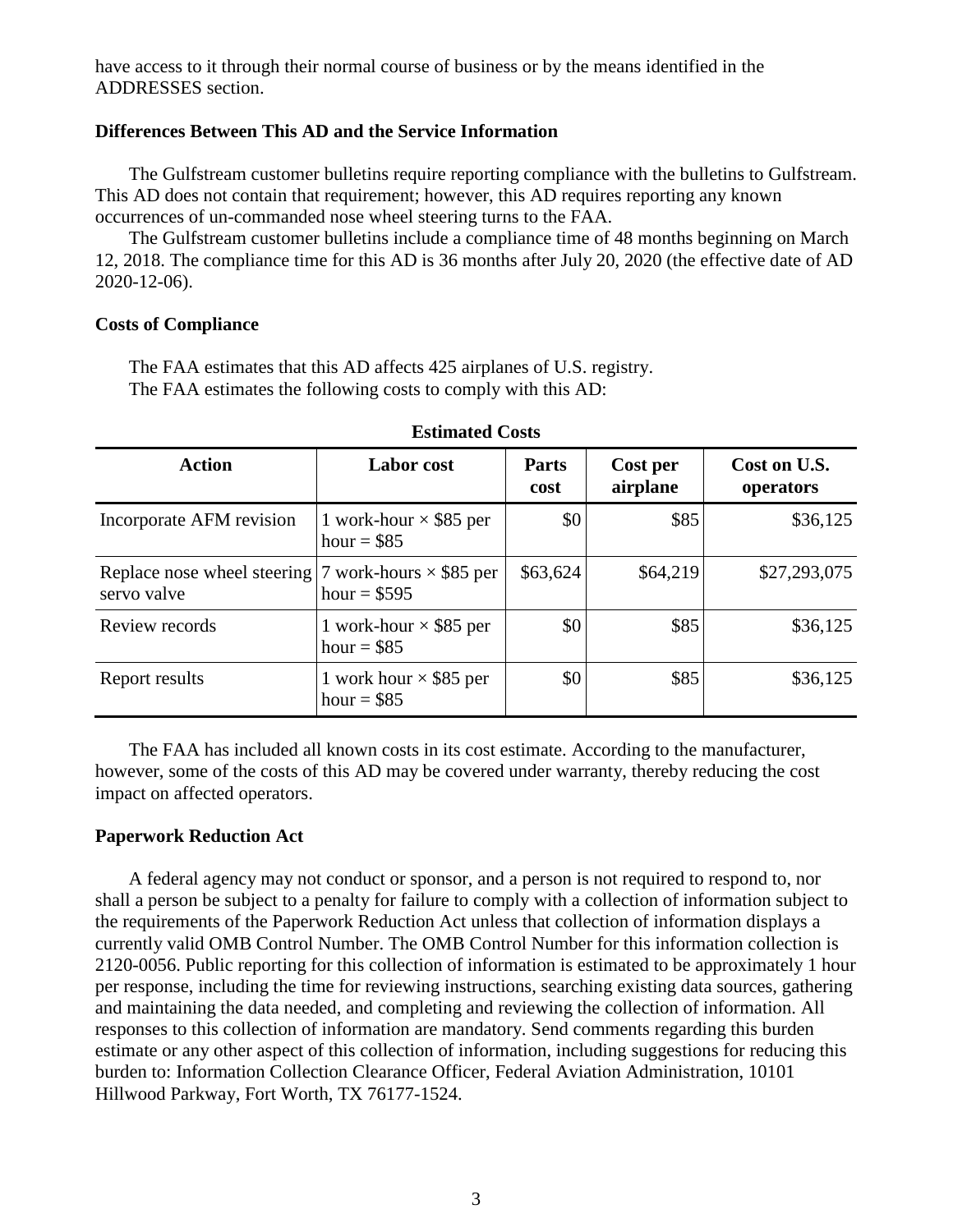have access to it through their normal course of business or by the means identified in the ADDRESSES section.

### Differences Between This AD and the Service Information

The Gulfstream customer bulletins require reporting compliance with the bulletins to Gulfstream. This AD does not contain that requirement; however, this AD requires reporting any known occurrences of un-commanded nose wheel steering turns to the FAA.

The Gulfstream customer bulletins include a compliance time of 48 months beginning on March 12, 2018. The compliance time for this AD is 36 months after July 20, 2020 (the effective date of AD 2020-12-06).

### Costs of Compliance

The FAA estimates that this AD affects 425 airplanes of U.S. registry.

The FAA estimates the following costs to comply with this AD:

**Estimated Costs**

| Action | Labor cost | Parts cost | Cost per airplane | Cost on U.S. operators |
|---|---|---|---|---|
| Incorporate AFM revision | 1 work-hour × $85 per hour = $85 | $0 | $85 | $36,125 |
| Replace nose wheel steering servo valve | 7 work-hours × $85 per hour = $595 | $63,624 | $64,219 | $27,293,075 |
| Review records | 1 work-hour × $85 per hour = $85 | $0 | $85 | $36,125 |
| Report results | 1 work hour × $85 per hour = $85 | $0 | $85 | $36,125 |

The FAA has included all known costs in its cost estimate. According to the manufacturer, however, some of the costs of this AD may be covered under warranty, thereby reducing the cost impact on affected operators.

### Paperwork Reduction Act

A federal agency may not conduct or sponsor, and a person is not required to respond to, nor shall a person be subject to a penalty for failure to comply with a collection of information subject to the requirements of the Paperwork Reduction Act unless that collection of information displays a currently valid OMB Control Number. The OMB Control Number for this information collection is 2120-0056. Public reporting for this collection of information is estimated to be approximately 1 hour per response, including the time for reviewing instructions, searching existing data sources, gathering and maintaining the data needed, and completing and reviewing the collection of information. All responses to this collection of information are mandatory. Send comments regarding this burden estimate or any other aspect of this collection of information, including suggestions for reducing this burden to: Information Collection Clearance Officer, Federal Aviation Administration, 10101 Hillwood Parkway, Fort Worth, TX 76177-1524.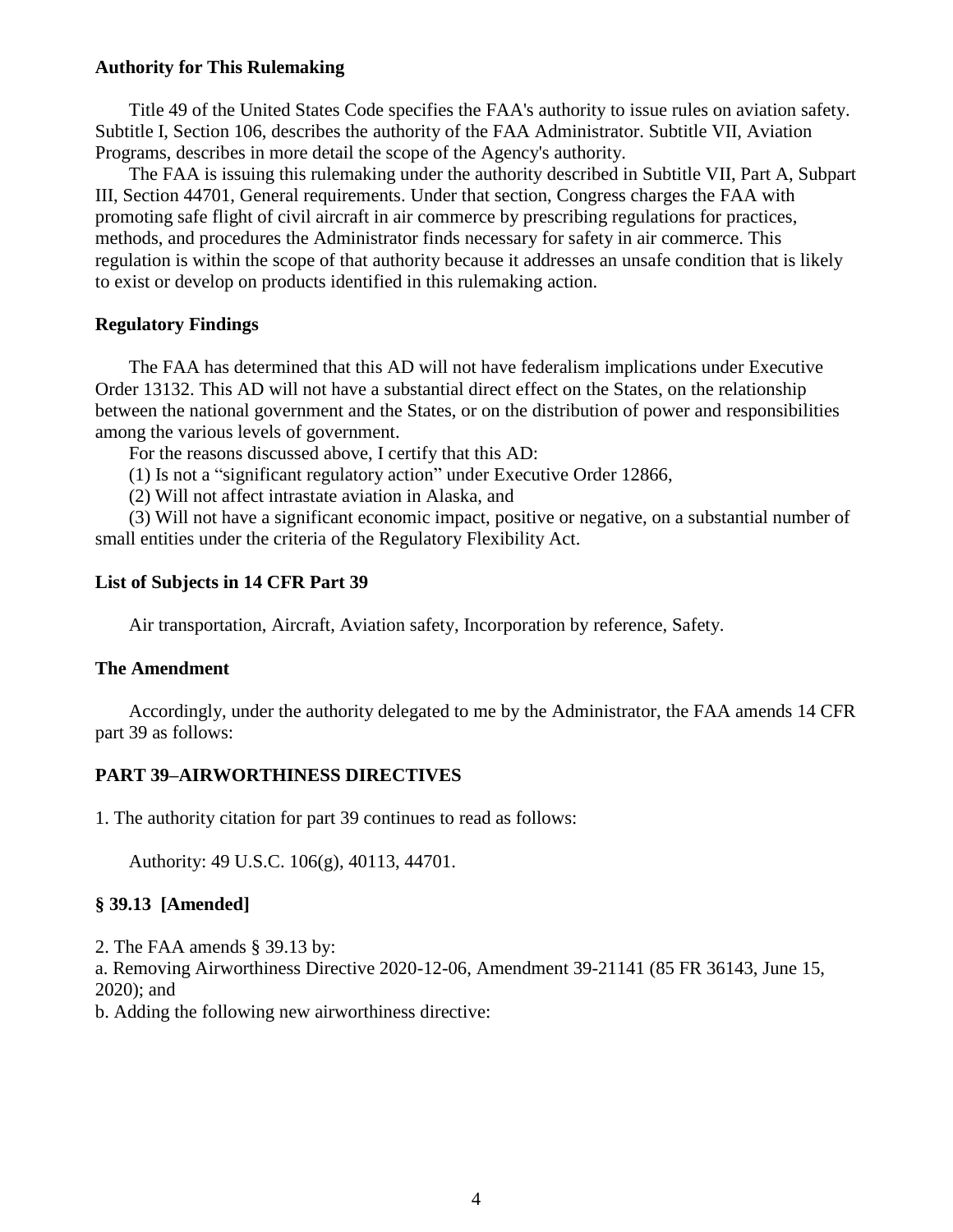### Authority for This Rulemaking

Title 49 of the United States Code specifies the FAA's authority to issue rules on aviation safety. Subtitle I, Section 106, describes the authority of the FAA Administrator. Subtitle VII, Aviation Programs, describes in more detail the scope of the Agency's authority.

The FAA is issuing this rulemaking under the authority described in Subtitle VII, Part A, Subpart III, Section 44701, General requirements. Under that section, Congress charges the FAA with promoting safe flight of civil aircraft in air commerce by prescribing regulations for practices, methods, and procedures the Administrator finds necessary for safety in air commerce. This regulation is within the scope of that authority because it addresses an unsafe condition that is likely to exist or develop on products identified in this rulemaking action.

### Regulatory Findings

The FAA has determined that this AD will not have federalism implications under Executive Order 13132. This AD will not have a substantial direct effect on the States, on the relationship between the national government and the States, or on the distribution of power and responsibilities among the various levels of government.

For the reasons discussed above, I certify that this AD:

(1) Is not a "significant regulatory action" under Executive Order 12866,

(2) Will not affect intrastate aviation in Alaska, and

(3) Will not have a significant economic impact, positive or negative, on a substantial number of small entities under the criteria of the Regulatory Flexibility Act.

### List of Subjects in 14 CFR Part 39

Air transportation, Aircraft, Aviation safety, Incorporation by reference, Safety.

### The Amendment

Accordingly, under the authority delegated to me by the Administrator, the FAA amends 14 CFR part 39 as follows:

### PART 39–AIRWORTHINESS DIRECTIVES

1. The authority citation for part 39 continues to read as follows:

Authority: 49 U.S.C. 106(g), 40113, 44701.

### § 39.13 [Amended]

2. The FAA amends § 39.13 by:

a. Removing Airworthiness Directive 2020-12-06, Amendment 39-21141 (85 FR 36143, June 15, 2020); and

b. Adding the following new airworthiness directive: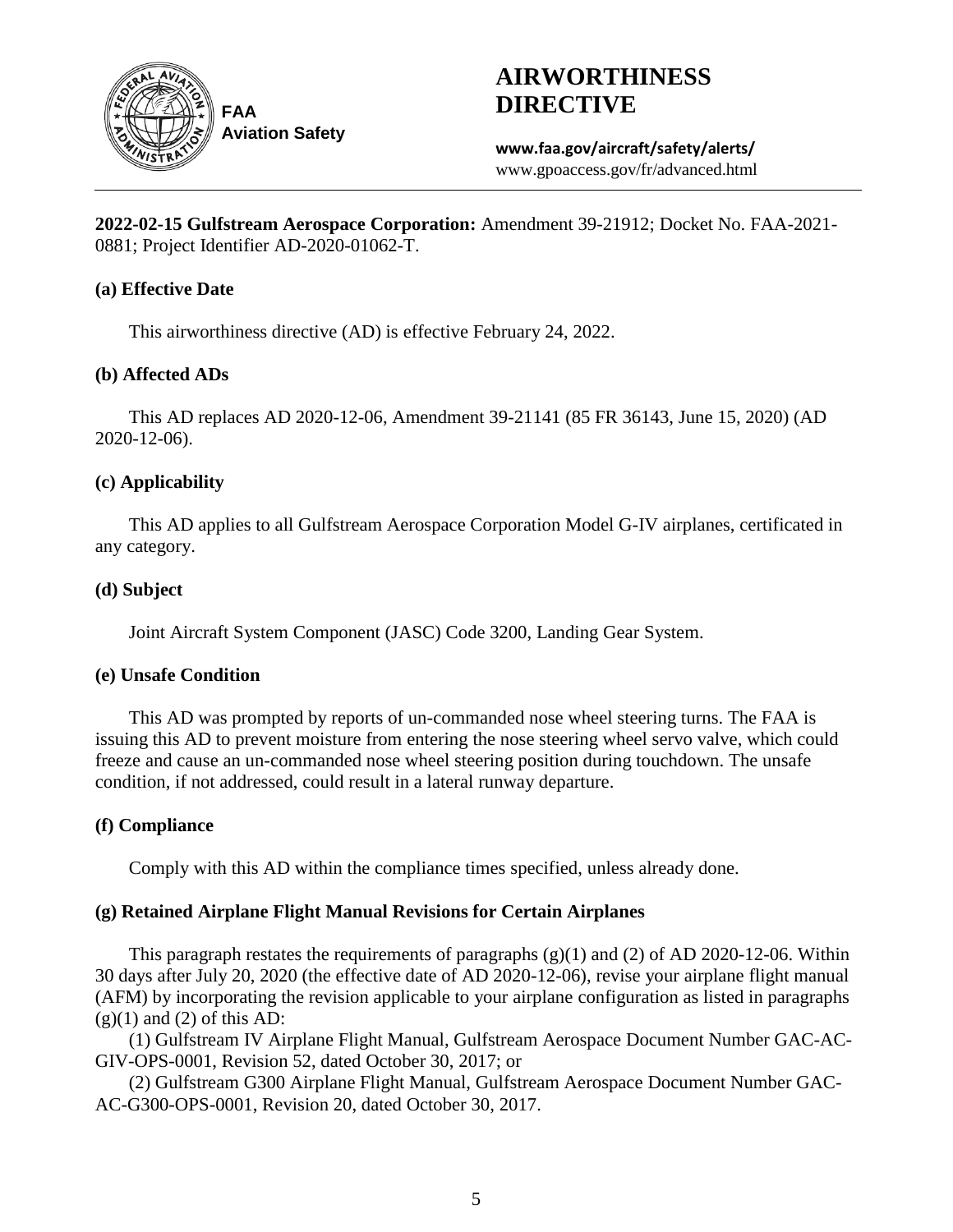**AIRWORTHINESS DIRECTIVE**

**FAA Aviation Safety**

**www.faa.gov/aircraft/safety/alerts/**
www.gpoaccess.gov/fr/advanced.html

**2022-02-15 Gulfstream Aerospace Corporation:** Amendment 39-21912; Docket No. FAA-2021-0881; Project Identifier AD-2020-01062-T.

### (a) Effective Date

This airworthiness directive (AD) is effective February 24, 2022.

### (b) Affected ADs

This AD replaces AD 2020-12-06, Amendment 39-21141 (85 FR 36143, June 15, 2020) (AD 2020-12-06).

### (c) Applicability

This AD applies to all Gulfstream Aerospace Corporation Model G-IV airplanes, certificated in any category.

### (d) Subject

Joint Aircraft System Component (JASC) Code 3200, Landing Gear System.

### (e) Unsafe Condition

This AD was prompted by reports of un-commanded nose wheel steering turns. The FAA is issuing this AD to prevent moisture from entering the nose steering wheel servo valve, which could freeze and cause an un-commanded nose wheel steering position during touchdown. The unsafe condition, if not addressed, could result in a lateral runway departure.

### (f) Compliance

Comply with this AD within the compliance times specified, unless already done.

### (g) Retained Airplane Flight Manual Revisions for Certain Airplanes

This paragraph restates the requirements of paragraphs (g)(1) and (2) of AD 2020-12-06. Within 30 days after July 20, 2020 (the effective date of AD 2020-12-06), revise your airplane flight manual (AFM) by incorporating the revision applicable to your airplane configuration as listed in paragraphs (g)(1) and (2) of this AD:

(1) Gulfstream IV Airplane Flight Manual, Gulfstream Aerospace Document Number GAC-AC-GIV-OPS-0001, Revision 52, dated October 30, 2017; or

(2) Gulfstream G300 Airplane Flight Manual, Gulfstream Aerospace Document Number GAC-AC-G300-OPS-0001, Revision 20, dated October 30, 2017.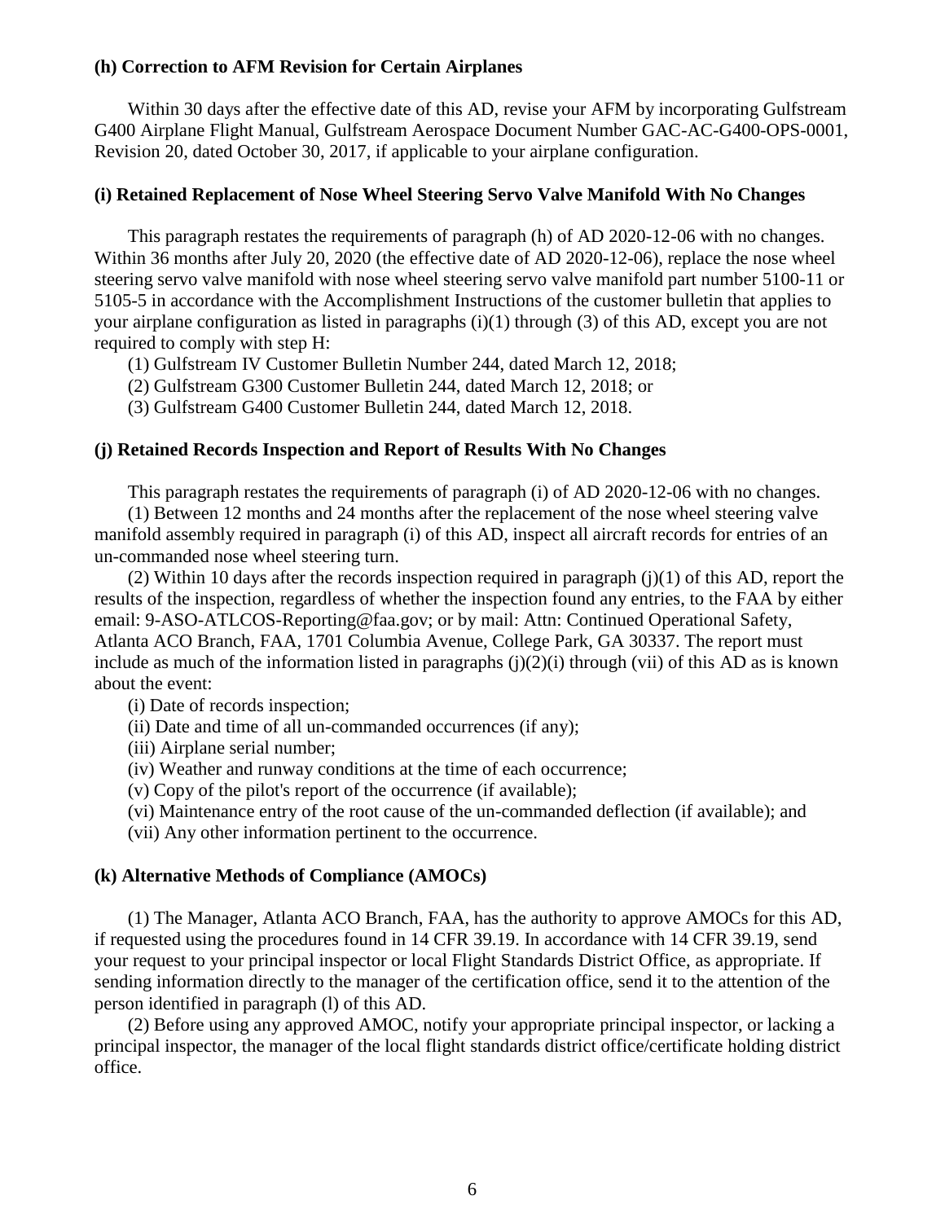**(h) Correction to AFM Revision for Certain Airplanes**

Within 30 days after the effective date of this AD, revise your AFM by incorporating Gulfstream G400 Airplane Flight Manual, Gulfstream Aerospace Document Number GAC-AC-G400-OPS-0001, Revision 20, dated October 30, 2017, if applicable to your airplane configuration.

**(i) Retained Replacement of Nose Wheel Steering Servo Valve Manifold With No Changes**

This paragraph restates the requirements of paragraph (h) of AD 2020-12-06 with no changes. Within 36 months after July 20, 2020 (the effective date of AD 2020-12-06), replace the nose wheel steering servo valve manifold with nose wheel steering servo valve manifold part number 5100-11 or 5105-5 in accordance with the Accomplishment Instructions of the customer bulletin that applies to your airplane configuration as listed in paragraphs (i)(1) through (3) of this AD, except you are not required to comply with step H:

(1) Gulfstream IV Customer Bulletin Number 244, dated March 12, 2018;

(2) Gulfstream G300 Customer Bulletin 244, dated March 12, 2018; or

(3) Gulfstream G400 Customer Bulletin 244, dated March 12, 2018.

**(j) Retained Records Inspection and Report of Results With No Changes**

This paragraph restates the requirements of paragraph (i) of AD 2020-12-06 with no changes.

(1) Between 12 months and 24 months after the replacement of the nose wheel steering valve manifold assembly required in paragraph (i) of this AD, inspect all aircraft records for entries of an un-commanded nose wheel steering turn.

(2) Within 10 days after the records inspection required in paragraph (j)(1) of this AD, report the results of the inspection, regardless of whether the inspection found any entries, to the FAA by either email: 9-ASO-ATLCOS-Reporting@faa.gov; or by mail: Attn: Continued Operational Safety, Atlanta ACO Branch, FAA, 1701 Columbia Avenue, College Park, GA 30337. The report must include as much of the information listed in paragraphs (j)(2)(i) through (vii) of this AD as is known about the event:

(i) Date of records inspection;

(ii) Date and time of all un-commanded occurrences (if any);

(iii) Airplane serial number;

(iv) Weather and runway conditions at the time of each occurrence;

(v) Copy of the pilot's report of the occurrence (if available);

(vi) Maintenance entry of the root cause of the un-commanded deflection (if available); and

(vii) Any other information pertinent to the occurrence.

**(k) Alternative Methods of Compliance (AMOCs)**

(1) The Manager, Atlanta ACO Branch, FAA, has the authority to approve AMOCs for this AD, if requested using the procedures found in 14 CFR 39.19. In accordance with 14 CFR 39.19, send your request to your principal inspector or local Flight Standards District Office, as appropriate. If sending information directly to the manager of the certification office, send it to the attention of the person identified in paragraph (l) of this AD.

(2) Before using any approved AMOC, notify your appropriate principal inspector, or lacking a principal inspector, the manager of the local flight standards district office/certificate holding district office.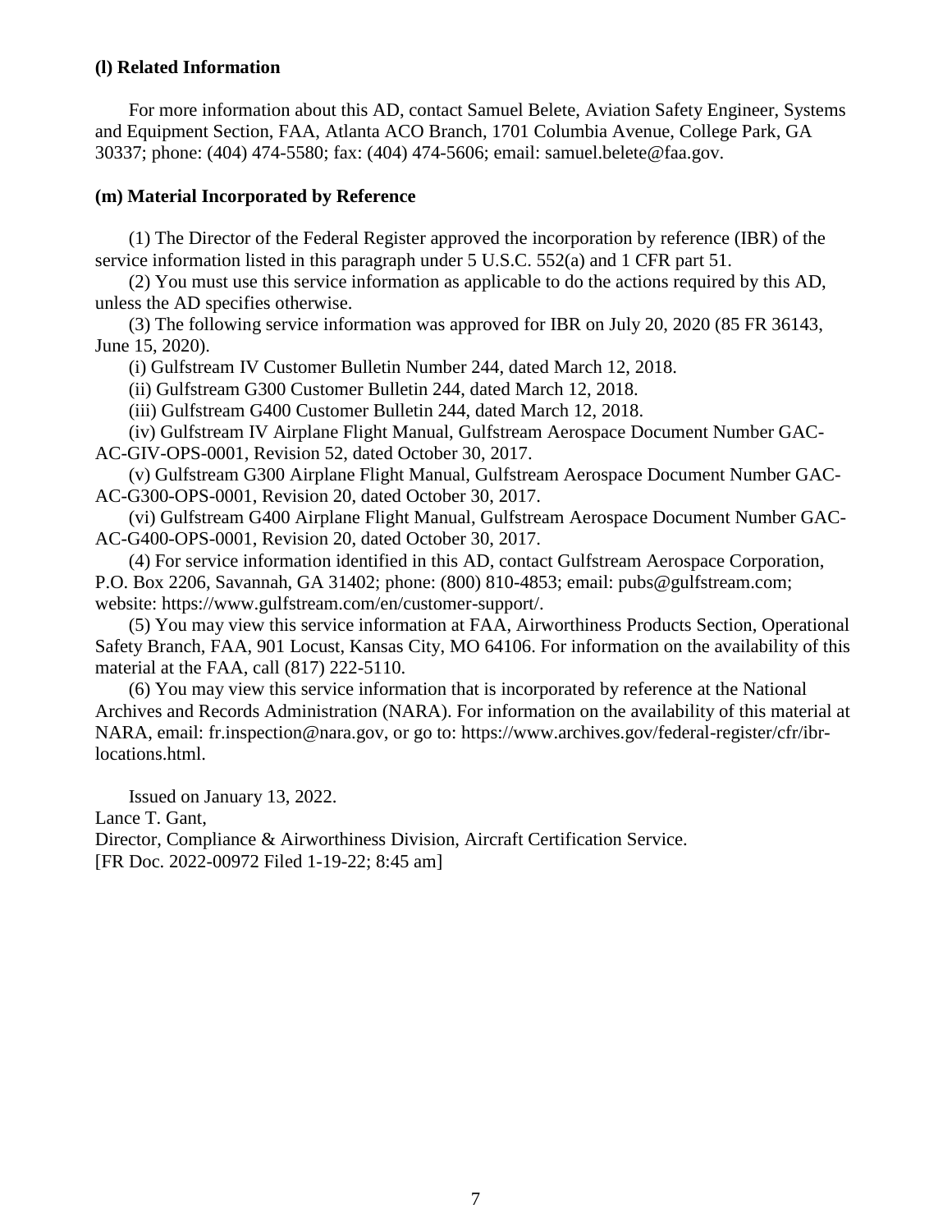**(l) Related Information**

For more information about this AD, contact Samuel Belete, Aviation Safety Engineer, Systems and Equipment Section, FAA, Atlanta ACO Branch, 1701 Columbia Avenue, College Park, GA 30337; phone: (404) 474-5580; fax: (404) 474-5606; email: samuel.belete@faa.gov.

**(m) Material Incorporated by Reference**

(1) The Director of the Federal Register approved the incorporation by reference (IBR) of the service information listed in this paragraph under 5 U.S.C. 552(a) and 1 CFR part 51.

(2) You must use this service information as applicable to do the actions required by this AD, unless the AD specifies otherwise.

(3) The following service information was approved for IBR on July 20, 2020 (85 FR 36143, June 15, 2020).

(i) Gulfstream IV Customer Bulletin Number 244, dated March 12, 2018.

(ii) Gulfstream G300 Customer Bulletin 244, dated March 12, 2018.

(iii) Gulfstream G400 Customer Bulletin 244, dated March 12, 2018.

(iv) Gulfstream IV Airplane Flight Manual, Gulfstream Aerospace Document Number GAC-AC-GIV-OPS-0001, Revision 52, dated October 30, 2017.

(v) Gulfstream G300 Airplane Flight Manual, Gulfstream Aerospace Document Number GAC-AC-G300-OPS-0001, Revision 20, dated October 30, 2017.

(vi) Gulfstream G400 Airplane Flight Manual, Gulfstream Aerospace Document Number GAC-AC-G400-OPS-0001, Revision 20, dated October 30, 2017.

(4) For service information identified in this AD, contact Gulfstream Aerospace Corporation, P.O. Box 2206, Savannah, GA 31402; phone: (800) 810-4853; email: pubs@gulfstream.com; website: https://www.gulfstream.com/en/customer-support/.

(5) You may view this service information at FAA, Airworthiness Products Section, Operational Safety Branch, FAA, 901 Locust, Kansas City, MO 64106. For information on the availability of this material at the FAA, call (817) 222-5110.

(6) You may view this service information that is incorporated by reference at the National Archives and Records Administration (NARA). For information on the availability of this material at NARA, email: fr.inspection@nara.gov, or go to: https://www.archives.gov/federal-register/cfr/ibr-locations.html.

Issued on January 13, 2022.

Lance T. Gant,

Director, Compliance & Airworthiness Division, Aircraft Certification Service.

[FR Doc. 2022-00972 Filed 1-19-22; 8:45 am]